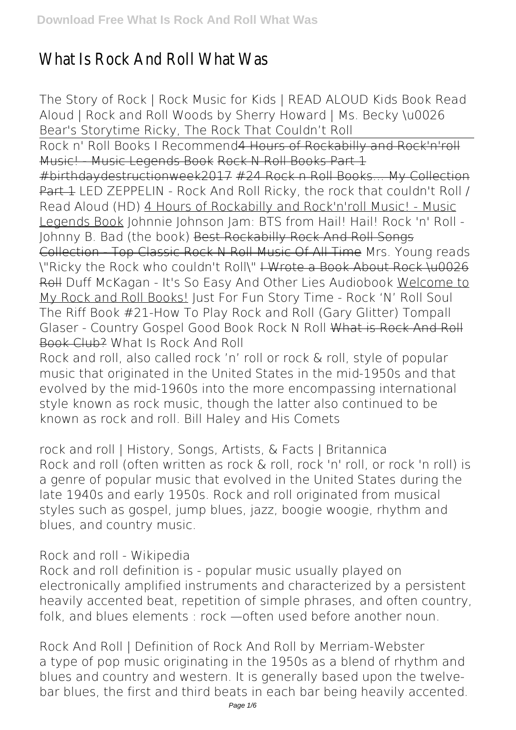# What Is Rock And Roll What Was

**The Story of Rock | Rock Music for Kids | READ ALOUD Kids Book Read Aloud | Rock and Roll Woods by Sherry Howard | Ms. Becky \u0026 Bear's Storytime Ricky, The Rock That Couldn't Roll**

Rock n' Roll Books I Recommend 4 Hours of Rockabilly and Rock'n'roll Music! - Music Legends Book Rock N Roll Books Part 1 #birthdaydestructionweek2017 #24 Rock n Roll Books... My Collection Part 1 **LED ZEPPELIN - Rock And Roll Ricky, the rock that couldn't Roll / Read Aloud (HD)** 4 Hours of Rockabilly and Rock'n'roll Music! - Music Legends Book **Johnnie Johnson Jam: BTS from Hail! Hail! Rock 'n' Roll - Johnny B. Bad (the book)** Best Rockabilly Rock And Roll Songs Collection - Top Classic Rock N Roll Music Of All Time **Mrs. Young reads \"Ricky the Rock who couldn't Roll\"** I Wrote a Book About Rock \u0026 Roll **Duff McKagan - It's So Easy And Other Lies Audiobook** Welcome to My Rock and Roll Books! **Just For Fun Story Time - Rock 'N' Roll Soul The Riff Book #21-How To Play Rock and Roll (Gary Glitter) Tompall Glaser - Country Gospel Good Book Rock N Roll** What is Rock And Roll Book Club? **What Is Rock And Roll**

Rock and roll, also called rock 'n' roll or rock & roll, style of popular music that originated in the United States in the mid-1950s and that evolved by the mid-1960s into the more encompassing international style known as rock music, though the latter also continued to be known as rock and roll. Bill Haley and His Comets

**rock and roll | History, Songs, Artists, & Facts | Britannica**

Rock and roll (often written as rock & roll, rock 'n' roll, or rock 'n roll) is a genre of popular music that evolved in the United States during the late 1940s and early 1950s. Rock and roll originated from musical styles such as gospel, jump blues, jazz, boogie woogie, rhythm and blues, and country music.

**Rock and roll - Wikipedia**

Rock and roll definition is - popular music usually played on electronically amplified instruments and characterized by a persistent heavily accented beat, repetition of simple phrases, and often country, folk, and blues elements : rock —often used before another noun.

**Rock And Roll | Definition of Rock And Roll by Merriam-Webster**

a type of pop music originating in the 1950s as a blend of rhythm and blues and country and western. It is generally based upon the twelve-bar blues, the first and third beats in each bar being heavily accented.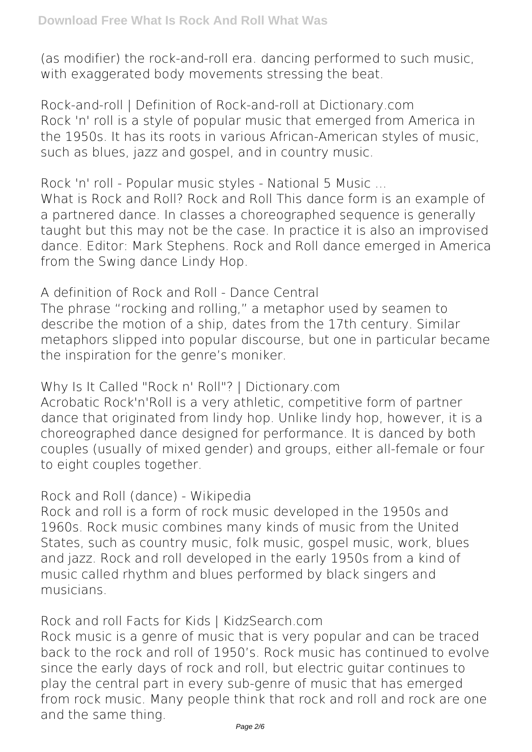(as modifier) the rock-and-roll era. dancing performed to such music, with exaggerated body movements stressing the beat.

**Rock-and-roll | Definition of Rock-and-roll at Dictionary.com**
Rock 'n' roll is a style of popular music that emerged from America in the 1950s. It has its roots in various African-American styles of music, such as blues, jazz and gospel, and in country music.

**Rock 'n' roll - Popular music styles - National 5 Music ...**
What is Rock and Roll? Rock and Roll This dance form is an example of a partnered dance. In classes a choreographed sequence is generally taught but this may not be the case. In practice it is also an improvised dance. Editor: Mark Stephens. Rock and Roll dance emerged in America from the Swing dance Lindy Hop.

**A definition of Rock and Roll - Dance Central**
The phrase "rocking and rolling," a metaphor used by seamen to describe the motion of a ship, dates from the 17th century. Similar metaphors slipped into popular discourse, but one in particular became the inspiration for the genre's moniker.

**Why Is It Called "Rock n' Roll"? | Dictionary.com**
Acrobatic Rock'n'Roll is a very athletic, competitive form of partner dance that originated from lindy hop. Unlike lindy hop, however, it is a choreographed dance designed for performance. It is danced by both couples (usually of mixed gender) and groups, either all-female or four to eight couples together.

**Rock and Roll (dance) - Wikipedia**
Rock and roll is a form of rock music developed in the 1950s and 1960s. Rock music combines many kinds of music from the United States, such as country music, folk music, gospel music, work, blues and jazz. Rock and roll developed in the early 1950s from a kind of music called rhythm and blues performed by black singers and musicians.

**Rock and roll Facts for Kids | KidzSearch.com**
Rock music is a genre of music that is very popular and can be traced back to the rock and roll of 1950's. Rock music has continued to evolve since the early days of rock and roll, but electric guitar continues to play the central part in every sub-genre of music that has emerged from rock music. Many people think that rock and roll and rock are one and the same thing.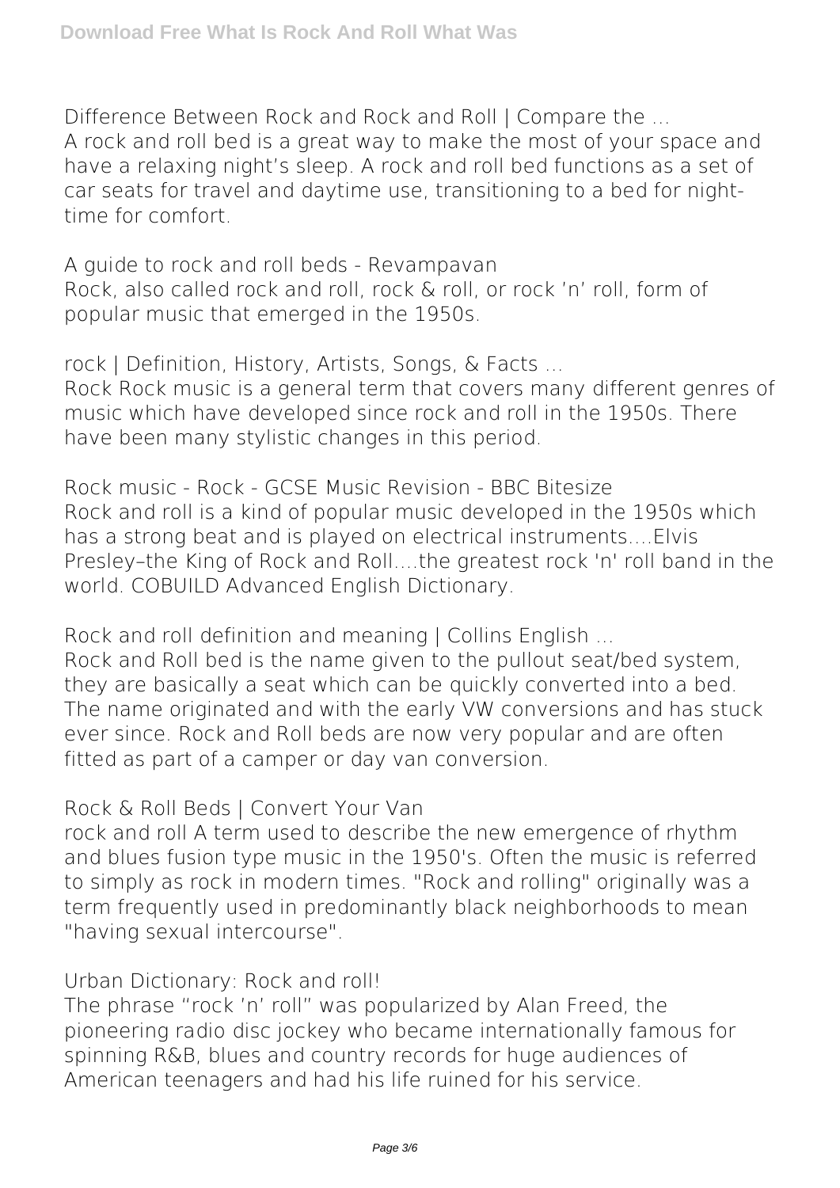**Difference Between Rock and Rock and Roll | Compare the ...**
A rock and roll bed is a great way to make the most of your space and have a relaxing night's sleep. A rock and roll bed functions as a set of car seats for travel and daytime use, transitioning to a bed for night-time for comfort.

**A guide to rock and roll beds - Revampavan**
Rock, also called rock and roll, rock & roll, or rock 'n' roll, form of popular music that emerged in the 1950s.

**rock | Definition, History, Artists, Songs, & Facts ...**
Rock Rock music is a general term that covers many different genres of music which have developed since rock and roll in the 1950s. There have been many stylistic changes in this period.

**Rock music - Rock - GCSE Music Revision - BBC Bitesize**
Rock and roll is a kind of popular music developed in the 1950s which has a strong beat and is played on electrical instruments....Elvis Presley–the King of Rock and Roll....the greatest rock 'n' roll band in the world. COBUILD Advanced English Dictionary.

**Rock and roll definition and meaning | Collins English ...**
Rock and Roll bed is the name given to the pullout seat/bed system, they are basically a seat which can be quickly converted into a bed. The name originated and with the early VW conversions and has stuck ever since. Rock and Roll beds are now very popular and are often fitted as part of a camper or day van conversion.

**Rock & Roll Beds | Convert Your Van**
rock and roll A term used to describe the new emergence of rhythm and blues fusion type music in the 1950's. Often the music is referred to simply as rock in modern times. "Rock and rolling" originally was a term frequently used in predominantly black neighborhoods to mean "having sexual intercourse".

**Urban Dictionary: Rock and roll!**
The phrase "rock 'n' roll" was popularized by Alan Freed, the pioneering radio disc jockey who became internationally famous for spinning R&B, blues and country records for huge audiences of American teenagers and had his life ruined for his service.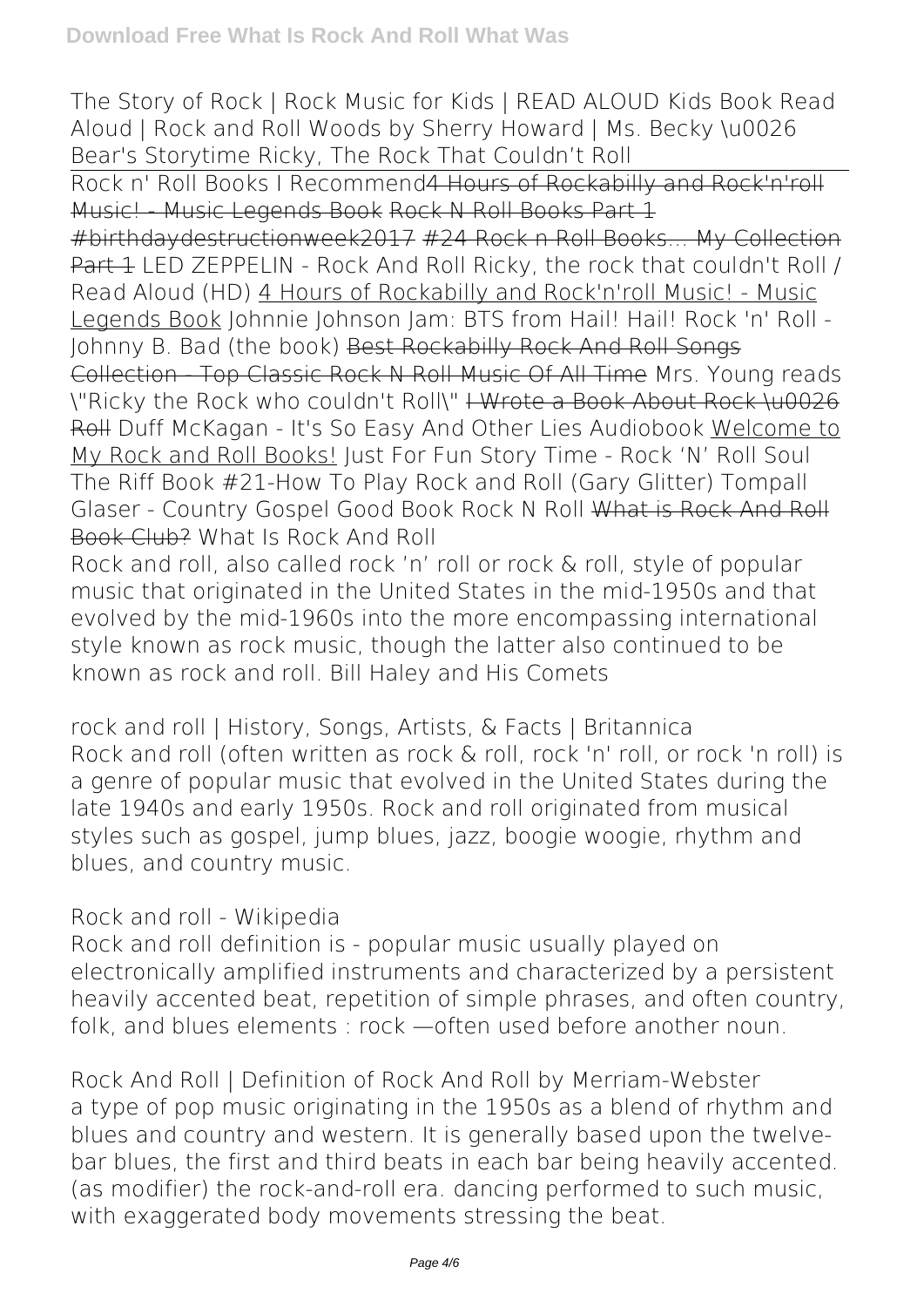The Story of Rock | Rock Music for Kids | READ ALOUD Kids Book Read Aloud | Rock and Roll Woods by Sherry Howard | Ms. Becky \u0026 Bear's Storytime Ricky, The Rock That Couldn't Roll

Rock n' Roll Books I Recommend ~~4 Hours of Rockabilly and Rock'n'roll Music! - Music Legends Book~~ ~~Rock N Roll Books Part 1 #birthdaydestructionweek2017~~ ~~#24 Rock n Roll Books... My Collection Part 1~~ LED ZEPPELIN - Rock And Roll Ricky, the rock that couldn't Roll / Read Aloud (HD) 4 Hours of Rockabilly and Rock'n'roll Music! - Music Legends Book Johnnie Johnson Jam: BTS from Hail! Hail! Rock 'n' Roll - Johnny B. Bad (the book) ~~Best Rockabilly Rock And Roll Songs Collection - Top Classic Rock N Roll Music Of All Time~~ Mrs. Young reads \"Ricky the Rock who couldn't Roll\" ~~I Wrote a Book About Rock \u0026 Roll~~ Duff McKagan - It's So Easy And Other Lies Audiobook Welcome to My Rock and Roll Books! Just For Fun Story Time - Rock 'N' Roll Soul The Riff Book #21-How To Play Rock and Roll (Gary Glitter) Tompall Glaser - Country Gospel Good Book Rock N Roll ~~What is Rock And Roll Book Club?~~ What Is Rock And Roll

Rock and roll, also called rock 'n' roll or rock & roll, style of popular music that originated in the United States in the mid-1950s and that evolved by the mid-1960s into the more encompassing international style known as rock music, though the latter also continued to be known as rock and roll. Bill Haley and His Comets

rock and roll | History, Songs, Artists, & Facts | Britannica

Rock and roll (often written as rock & roll, rock 'n' roll, or rock 'n roll) is a genre of popular music that evolved in the United States during the late 1940s and early 1950s. Rock and roll originated from musical styles such as gospel, jump blues, jazz, boogie woogie, rhythm and blues, and country music.

Rock and roll - Wikipedia

Rock and roll definition is - popular music usually played on electronically amplified instruments and characterized by a persistent heavily accented beat, repetition of simple phrases, and often country, folk, and blues elements : rock —often used before another noun.

Rock And Roll | Definition of Rock And Roll by Merriam-Webster

a type of pop music originating in the 1950s as a blend of rhythm and blues and country and western. It is generally based upon the twelve-bar blues, the first and third beats in each bar being heavily accented. (as modifier) the rock-and-roll era. dancing performed to such music, with exaggerated body movements stressing the beat.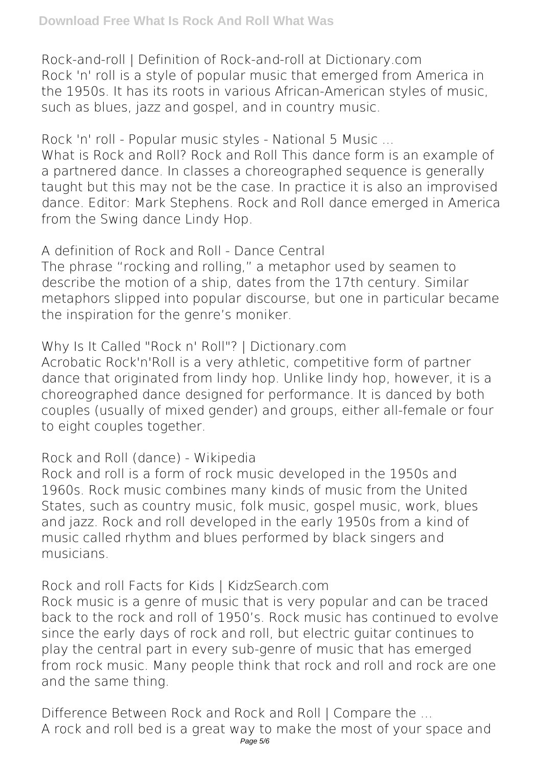**Rock-and-roll | Definition of Rock-and-roll at Dictionary.com**
Rock 'n' roll is a style of popular music that emerged from America in the 1950s. It has its roots in various African-American styles of music, such as blues, jazz and gospel, and in country music.

**Rock 'n' roll - Popular music styles - National 5 Music ...**
What is Rock and Roll? Rock and Roll This dance form is an example of a partnered dance. In classes a choreographed sequence is generally taught but this may not be the case. In practice it is also an improvised dance. Editor: Mark Stephens. Rock and Roll dance emerged in America from the Swing dance Lindy Hop.

**A definition of Rock and Roll - Dance Central**
The phrase "rocking and rolling," a metaphor used by seamen to describe the motion of a ship, dates from the 17th century. Similar metaphors slipped into popular discourse, but one in particular became the inspiration for the genre's moniker.

**Why Is It Called "Rock n' Roll"? | Dictionary.com**
Acrobatic Rock'n'Roll is a very athletic, competitive form of partner dance that originated from lindy hop. Unlike lindy hop, however, it is a choreographed dance designed for performance. It is danced by both couples (usually of mixed gender) and groups, either all-female or four to eight couples together.

**Rock and Roll (dance) - Wikipedia**
Rock and roll is a form of rock music developed in the 1950s and 1960s. Rock music combines many kinds of music from the United States, such as country music, folk music, gospel music, work, blues and jazz. Rock and roll developed in the early 1950s from a kind of music called rhythm and blues performed by black singers and musicians.

**Rock and roll Facts for Kids | KidzSearch.com**
Rock music is a genre of music that is very popular and can be traced back to the rock and roll of 1950's. Rock music has continued to evolve since the early days of rock and roll, but electric guitar continues to play the central part in every sub-genre of music that has emerged from rock music. Many people think that rock and roll and rock are one and the same thing.

**Difference Between Rock and Rock and Roll | Compare the ...**
A rock and roll bed is a great way to make the most of your space and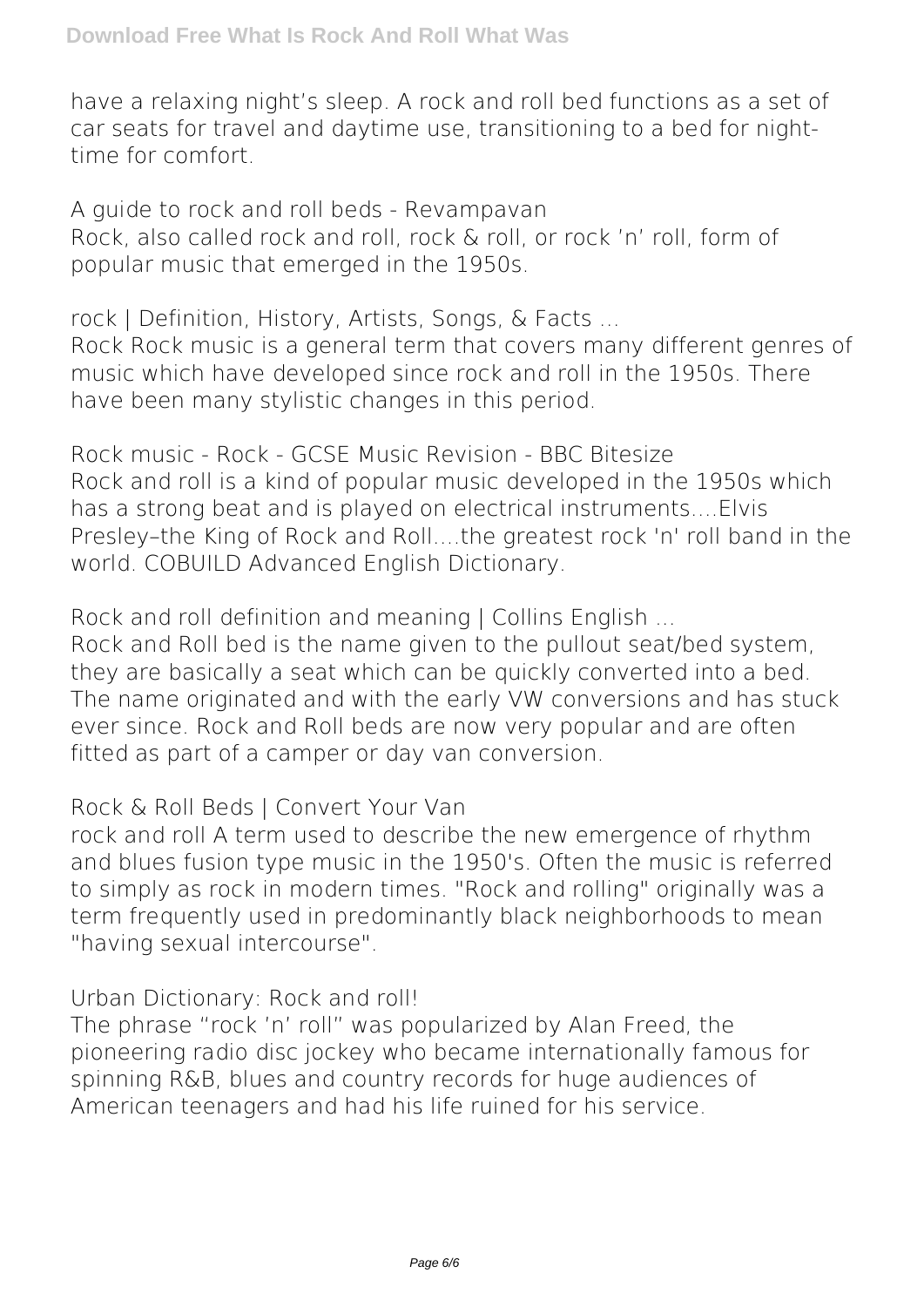have a relaxing night's sleep. A rock and roll bed functions as a set of car seats for travel and daytime use, transitioning to a bed for night-time for comfort.

**A guide to rock and roll beds - Revampavan**
Rock, also called rock and roll, rock & roll, or rock 'n' roll, form of popular music that emerged in the 1950s.

**rock | Definition, History, Artists, Songs, & Facts ...**
Rock Rock music is a general term that covers many different genres of music which have developed since rock and roll in the 1950s. There have been many stylistic changes in this period.

**Rock music - Rock - GCSE Music Revision - BBC Bitesize**
Rock and roll is a kind of popular music developed in the 1950s which has a strong beat and is played on electrical instruments....Elvis Presley–the King of Rock and Roll....the greatest rock 'n' roll band in the world. COBUILD Advanced English Dictionary.

**Rock and roll definition and meaning | Collins English ...**
Rock and Roll bed is the name given to the pullout seat/bed system, they are basically a seat which can be quickly converted into a bed. The name originated and with the early VW conversions and has stuck ever since. Rock and Roll beds are now very popular and are often fitted as part of a camper or day van conversion.

**Rock & Roll Beds | Convert Your Van**
rock and roll A term used to describe the new emergence of rhythm and blues fusion type music in the 1950's. Often the music is referred to simply as rock in modern times. "Rock and rolling" originally was a term frequently used in predominantly black neighborhoods to mean "having sexual intercourse".

**Urban Dictionary: Rock and roll!**
The phrase "rock 'n' roll" was popularized by Alan Freed, the pioneering radio disc jockey who became internationally famous for spinning R&B, blues and country records for huge audiences of American teenagers and had his life ruined for his service.